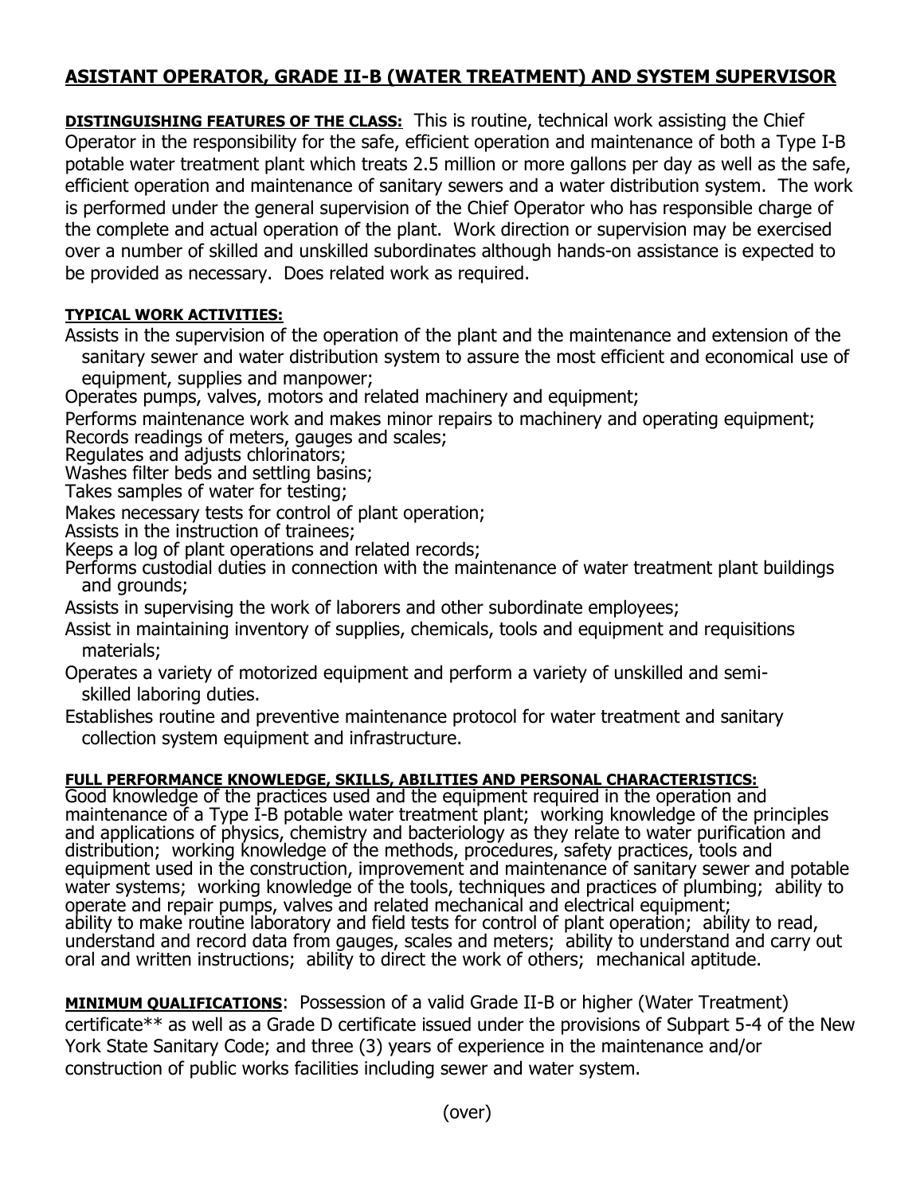# ASISTANT OPERATOR, GRADE II-B (WATER TREATMENT) AND SYSTEM SUPERVISOR

**DISTINGUISHING FEATURES OF THE CLASS:** This is routine, technical work assisting the Chief Operator in the responsibility for the safe, efficient operation and maintenance of both a Type I-B potable water treatment plant which treats 2.5 million or more gallons per day as well as the safe, efficient operation and maintenance of sanitary sewers and a water distribution system. The work is performed under the general supervision of the Chief Operator who has responsible charge of the complete and actual operation of the plant. Work direction or supervision may be exercised over a number of skilled and unskilled subordinates although hands-on assistance is expected to be provided as necessary. Does related work as required.

**TYPICAL WORK ACTIVITIES:**

Assists in the supervision of the operation of the plant and the maintenance and extension of the sanitary sewer and water distribution system to assure the most efficient and economical use of equipment, supplies and manpower;
Operates pumps, valves, motors and related machinery and equipment;
Performs maintenance work and makes minor repairs to machinery and operating equipment;
Records readings of meters, gauges and scales;
Regulates and adjusts chlorinators;
Washes filter beds and settling basins;
Takes samples of water for testing;
Makes necessary tests for control of plant operation;
Assists in the instruction of trainees;
Keeps a log of plant operations and related records;
Performs custodial duties in connection with the maintenance of water treatment plant buildings and grounds;
Assists in supervising the work of laborers and other subordinate employees;
Assist in maintaining inventory of supplies, chemicals, tools and equipment and requisitions materials;
Operates a variety of motorized equipment and perform a variety of unskilled and semi-skilled laboring duties.
Establishes routine and preventive maintenance protocol for water treatment and sanitary collection system equipment and infrastructure.

**FULL PERFORMANCE KNOWLEDGE, SKILLS, ABILITIES AND PERSONAL CHARACTERISTICS:**
Good knowledge of the practices used and the equipment required in the operation and maintenance of a Type I-B potable water treatment plant; working knowledge of the principles and applications of physics, chemistry and bacteriology as they relate to water purification and distribution; working knowledge of the methods, procedures, safety practices, tools and equipment used in the construction, improvement and maintenance of sanitary sewer and potable water systems; working knowledge of the tools, techniques and practices of plumbing; ability to operate and repair pumps, valves and related mechanical and electrical equipment; ability to make routine laboratory and field tests for control of plant operation; ability to read, understand and record data from gauges, scales and meters; ability to understand and carry out oral and written instructions; ability to direct the work of others; mechanical aptitude.

**MINIMUM QUALIFICATIONS**: Possession of a valid Grade II-B or higher (Water Treatment) certificate** as well as a Grade D certificate issued under the provisions of Subpart 5-4 of the New York State Sanitary Code; and three (3) years of experience in the maintenance and/or construction of public works facilities including sewer and water system.

(over)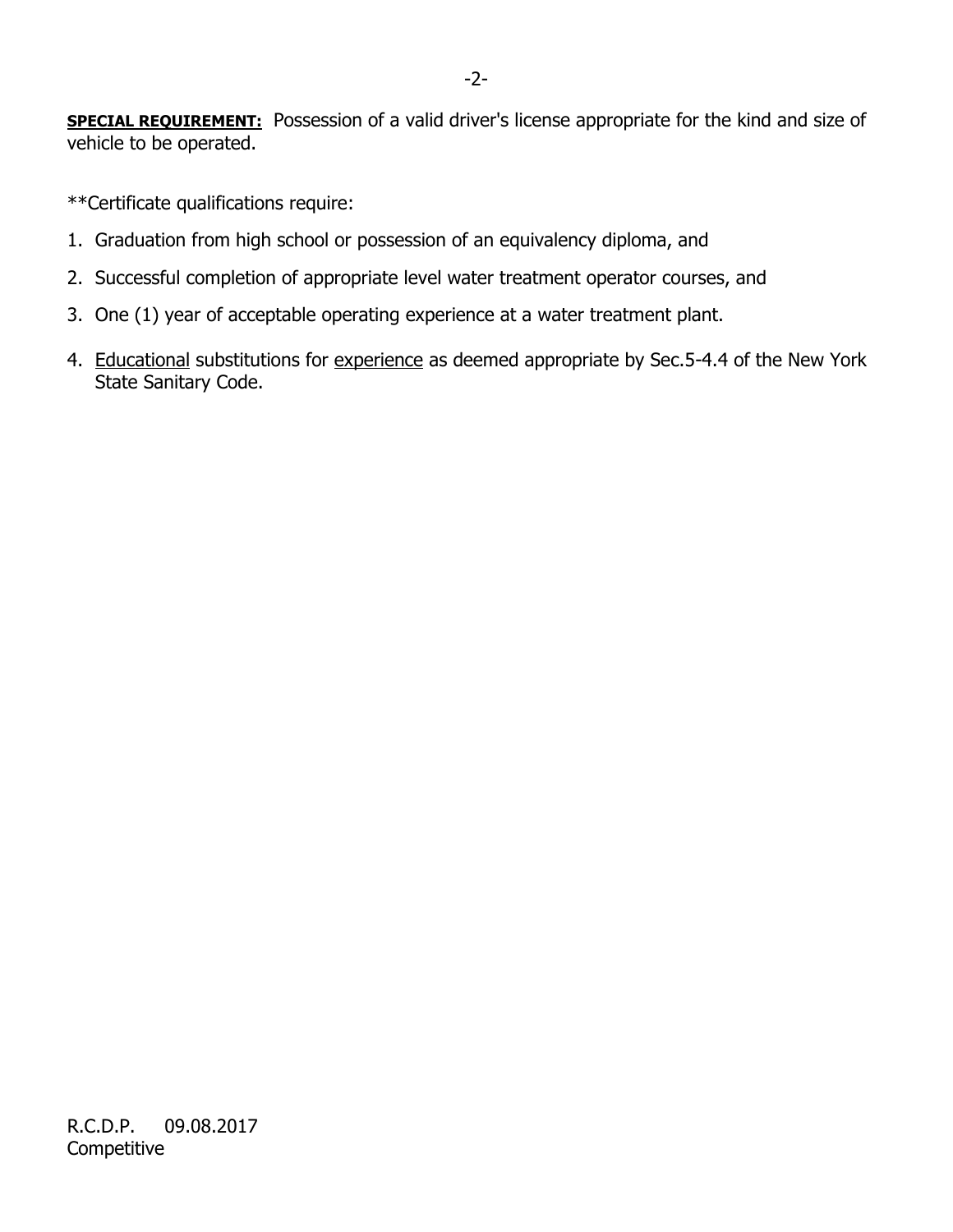**<u>SPECIAL REQUIREMENT:</u>** Possession of a valid driver's license appropriate for the kind and size of vehicle to be operated.

**Certificate qualifications require:

1. Graduation from high school or possession of an equivalency diploma, and
2. Successful completion of appropriate level water treatment operator courses, and
3. One (1) year of acceptable operating experience at a water treatment plant.
4. <u>Educational</u> substitutions for <u>experience</u> as deemed appropriate by Sec.5-4.4 of the New York State Sanitary Code.

R.C.D.P. 09.08.2017
Competitive